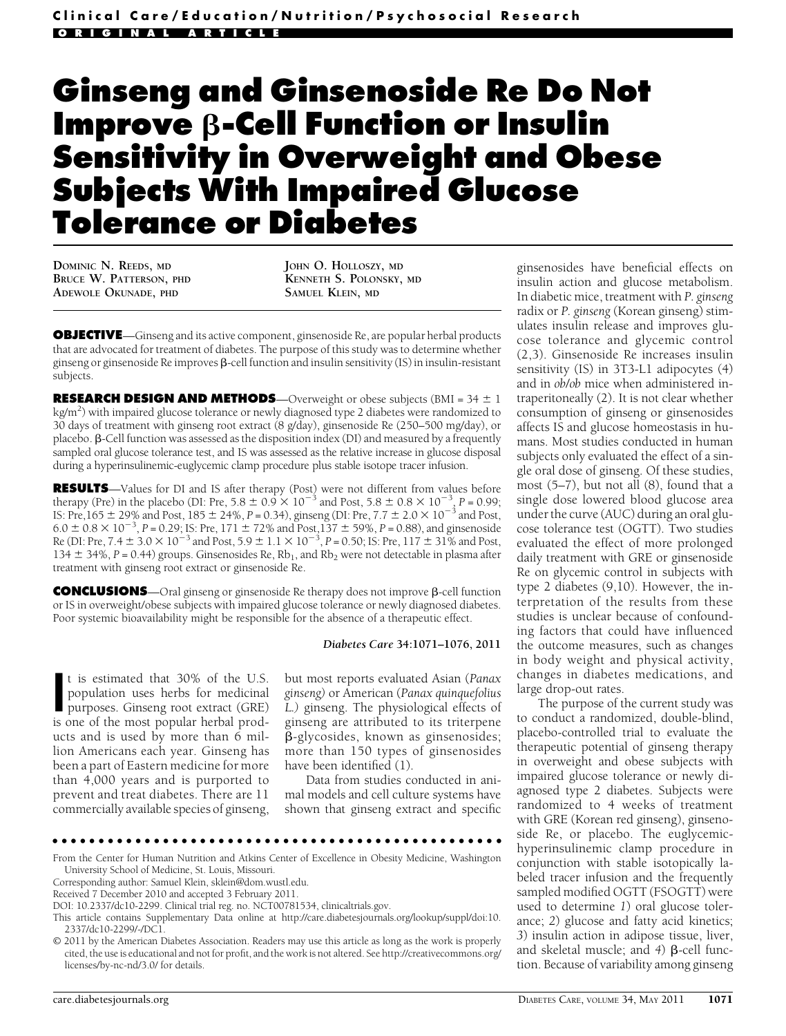Clinical Care/Education/Nutrition/Psychosocial Research

ORIGINAL ARTICLE

# Ginseng and Ginsenoside Re Do Not Improve β-Cell Function or Insulin Sensitivity in Overweight and Obese Subjects With Impaired Glucose Tolerance or Diabetes

DOMINIC N. REEDS, MD
BRUCE W. PATTERSON, PHD
ADEWOLE OKUNADE, PHD
JOHN O. HOLLOSZY, MD
KENNETH S. POLONSKY, MD
SAMUEL KLEIN, MD

**OBJECTIVE**—Ginseng and its active component, ginsenoside Re, are popular herbal products that are advocated for treatment of diabetes. The purpose of this study was to determine whether ginseng or ginsenoside Re improves β-cell function and insulin sensitivity (IS) in insulin-resistant subjects.

**RESEARCH DESIGN AND METHODS**—Overweight or obese subjects (BMI = 34 ± 1 kg/m$^2$) with impaired glucose tolerance or newly diagnosed type 2 diabetes were randomized to 30 days of treatment with ginseng root extract (8 g/day), ginsenoside Re (250–500 mg/day), or placebo. β-Cell function was assessed as the disposition index (DI) and measured by a frequently sampled oral glucose tolerance test, and IS was assessed as the relative increase in glucose disposal during a hyperinsulinemic-euglycemic clamp procedure plus stable isotope tracer infusion.

**RESULTS**—Values for DI and IS after therapy (Post) were not different from values before therapy (Pre) in the placebo (DI: Pre, $5.8 \pm 0.9 \times 10^{-3}$ and Post, $5.8 \pm 0.8 \times 10^{-3}$, $P = 0.99$; IS: Pre,165 ± 29% and Post, 185 ± 24%, $P = 0.34$), ginseng (DI: Pre, $7.7 \pm 2.0 \times 10^{-3}$ and Post, $6.0 \pm 0.8 \times 10^{-3}$, $P = 0.29$; IS: Pre, 171 ± 72% and Post,137 ± 59%, $P = 0.88$), and ginsenoside Re (DI: Pre, $7.4 \pm 3.0 \times 10^{-3}$ and Post, $5.9 \pm 1.1 \times 10^{-3}$, $P = 0.50$; IS: Pre, 117 ± 31% and Post, 134 ± 34%, $P = 0.44$) groups. Ginsenosides Re, $Rb_1$, and $Rb_2$ were not detectable in plasma after treatment with ginseng root extract or ginsenoside Re.

**CONCLUSIONS**—Oral ginseng or ginsenoside Re therapy does not improve β-cell function or IS in overweight/obese subjects with impaired glucose tolerance or newly diagnosed diabetes. Poor systemic bioavailability might be responsible for the absence of a therapeutic effect.

*Diabetes Care* 34:1071–1076, 2011

It is estimated that 30% of the U.S. population uses herbs for medicinal purposes. Ginseng root extract (GRE) is one of the most popular herbal products and is used by more than 6 million Americans each year. Ginseng has been a part of Eastern medicine for more than 4,000 years and is purported to prevent and treat diabetes. There are 11 commercially available species of ginseng, but most reports evaluated Asian (*Panax ginseng)* or American (*Panax quinquefolius L.)* ginseng. The physiological effects of ginseng are attributed to its triterpene β-glycosides, known as ginsenosides; more than 150 types of ginsenosides have been identified (1).

Data from studies conducted in animal models and cell culture systems have shown that ginseng extract and specific ginsenosides have beneficial effects on insulin action and glucose metabolism. In diabetic mice, treatment with *P. ginseng* radix or *P. ginseng* (Korean ginseng) stimulates insulin release and improves glucose tolerance and glycemic control (2,3). Ginsenoside Re increases insulin sensitivity (IS) in 3T3-L1 adipocytes (4) and in *ob/ob* mice when administered intraperitoneally (2). It is not clear whether consumption of ginseng or ginsenosides affects IS and glucose homeostasis in humans. Most studies conducted in human subjects only evaluated the effect of a single oral dose of ginseng. Of these studies, most (5–7), but not all (8), found that a single dose lowered blood glucose area under the curve (AUC) during an oral glucose tolerance test (OGTT). Two studies evaluated the effect of more prolonged daily treatment with GRE or ginsenoside Re on glycemic control in subjects with type 2 diabetes (9,10). However, the interpretation of the results from these studies is unclear because of confounding factors that could have influenced the outcome measures, such as changes in body weight and physical activity, changes in diabetes medications, and large drop-out rates.

The purpose of the current study was to conduct a randomized, double-blind, placebo-controlled trial to evaluate the therapeutic potential of ginseng therapy in overweight and obese subjects with impaired glucose tolerance or newly diagnosed type 2 diabetes. Subjects were randomized to 4 weeks of treatment with GRE (Korean red ginseng), ginsenoside Re, or placebo. The euglycemic-hyperinsulinemic clamp procedure in conjunction with stable isotopically labeled tracer infusion and the frequently sampled modified OGTT (FSOGTT) were used to determine *1)* oral glucose tolerance; *2)* glucose and fatty acid kinetics; *3)* insulin action in adipose tissue, liver, and skeletal muscle; and *4)* β-cell function. Because of variability among ginseng

From the Center for Human Nutrition and Atkins Center of Excellence in Obesity Medicine, Washington University School of Medicine, St. Louis, Missouri.
Corresponding author: Samuel Klein, sklein@dom.wustl.edu.
Received 7 December 2010 and accepted 3 February 2011.
DOI: 10.2337/dc10-2299. Clinical trial reg. no. NCT00781534, clinicaltrials.gov.
This article contains Supplementary Data online at http://care.diabetesjournals.org/lookup/suppl/doi:10.2337/dc10-2299/-/DC1.
© 2011 by the American Diabetes Association. Readers may use this article as long as the work is properly cited, the use is educational and not for profit, and the work is not altered. See http://creativecommons.org/licenses/by-nc-nd/3.0/ for details.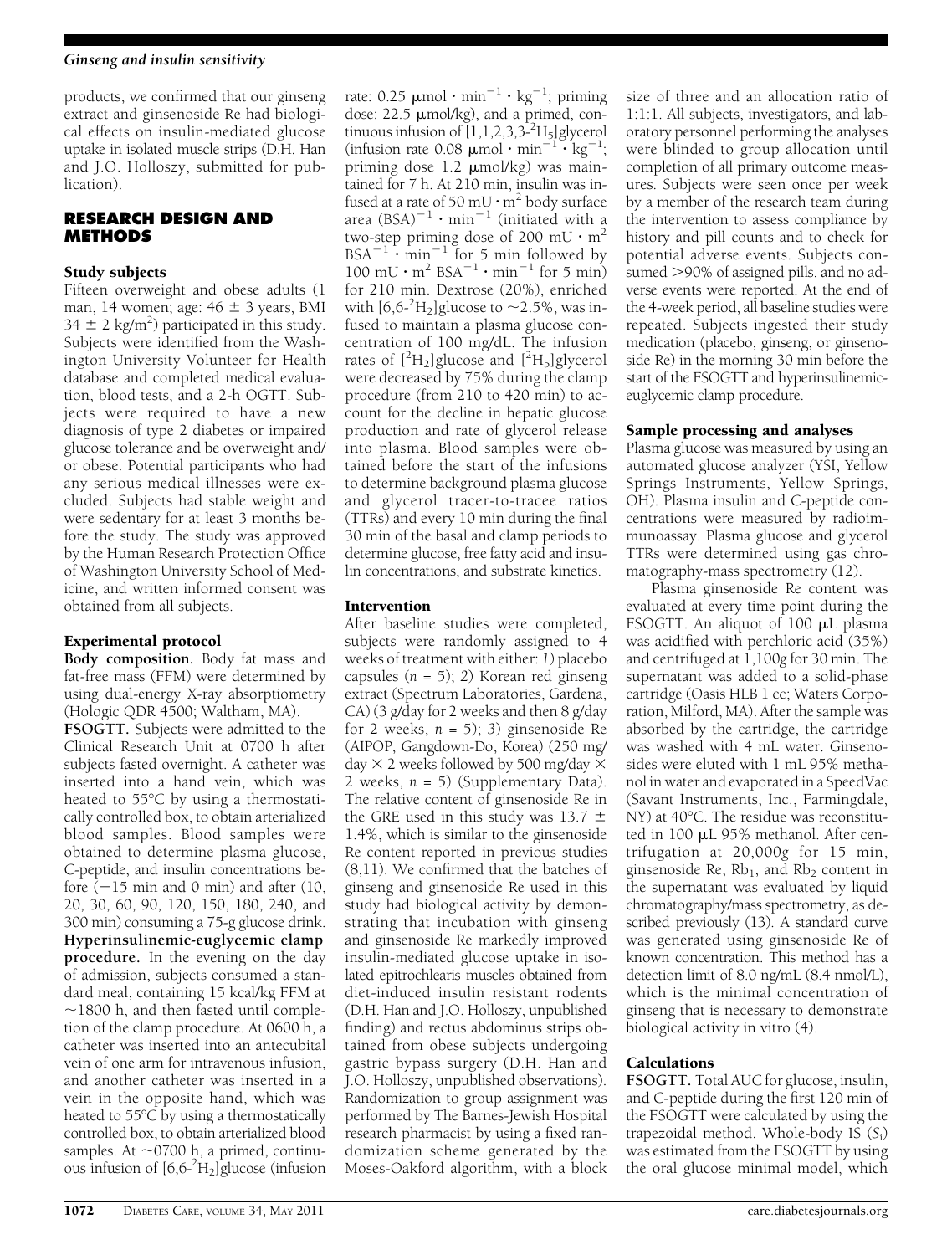products, we confirmed that our ginseng extract and ginsenoside Re had biological effects on insulin-mediated glucose uptake in isolated muscle strips (D.H. Han and J.O. Holloszy, submitted for publication).

## RESEARCH DESIGN AND METHODS

### Study subjects

Fifteen overweight and obese adults (1 man, 14 women; age: 46 ± 3 years, BMI 34 ± 2 kg/m$^2$) participated in this study. Subjects were identified from the Washington University Volunteer for Health database and completed medical evaluation, blood tests, and a 2-h OGTT. Subjects were required to have a new diagnosis of type 2 diabetes or impaired glucose tolerance and be overweight and/or obese. Potential participants who had any serious medical illnesses were excluded. Subjects had stable weight and were sedentary for at least 3 months before the study. The study was approved by the Human Research Protection Office of Washington University School of Medicine, and written informed consent was obtained from all subjects.

### Experimental protocol

**Body composition.** Body fat mass and fat-free mass (FFM) were determined by using dual-energy X-ray absorptiometry (Hologic QDR 4500; Waltham, MA).

**FSOGTT.** Subjects were admitted to the Clinical Research Unit at 0700 h after subjects fasted overnight. A catheter was inserted into a hand vein, which was heated to 55°C by using a thermostatically controlled box, to obtain arterialized blood samples. Blood samples were obtained to determine plasma glucose, C-peptide, and insulin concentrations before (−15 min and 0 min) and after (10, 20, 30, 60, 90, 120, 150, 180, 240, and 300 min) consuming a 75-g glucose drink.

**Hyperinsulinemic-euglycemic clamp procedure.** In the evening on the day of admission, subjects consumed a standard meal, containing 15 kcal/kg FFM at ~1800 h, and then fasted until completion of the clamp procedure. At 0600 h, a catheter was inserted into an antecubital vein of one arm for intravenous infusion, and another catheter was inserted in a vein in the opposite hand, which was heated to 55°C by using a thermostatically controlled box, to obtain arterialized blood samples. At ~0700 h, a primed, continuous infusion of [6,6-$^2H_2$]glucose (infusion rate: 0.25 μmol · min$^{-1}$ · kg$^{-1}$; priming dose: 22.5 μmol/kg), and a primed, continuous infusion of [1,1,2,3,3-$^2H_5$]glycerol (infusion rate 0.08 μmol · min$^{-1}$ · kg$^{-1}$; priming dose 1.2 μmol/kg) was maintained for 7 h. At 210 min, insulin was infused at a rate of 50 mU · m$^2$ body surface area (BSA)$^{-1}$ · min$^{-1}$ (initiated with a two-step priming dose of 200 mU · m$^2$ BSA$^{-1}$ · min$^{-1}$ for 5 min followed by 100 mU · m$^2$ BSA$^{-1}$ · min$^{-1}$ for 5 min) for 210 min. Dextrose (20%), enriched with [6,6-$^2H_2$]glucose to ~2.5%, was infused to maintain a plasma glucose concentration of 100 mg/dL. The infusion rates of [$^2H_2$]glucose and [$^2H_5$]glycerol were decreased by 75% during the clamp procedure (from 210 to 420 min) to account for the decline in hepatic glucose production and rate of glycerol release into plasma. Blood samples were obtained before the start of the infusions to determine background plasma glucose and glycerol tracer-to-tracee ratios (TTRs) and every 10 min during the final 30 min of the basal and clamp periods to determine glucose, free fatty acid and insulin concentrations, and substrate kinetics.

### Intervention

After baseline studies were completed, subjects were randomly assigned to 4 weeks of treatment with either: *1*) placebo capsules (*n* = 5); *2*) Korean red ginseng extract (Spectrum Laboratories, Gardena, CA) (3 g/day for 2 weeks and then 8 g/day for 2 weeks, *n* = 5); *3*) ginsenoside Re (AIPOP, Gangdown-Do, Korea) (250 mg/day × 2 weeks followed by 500 mg/day × 2 weeks, *n* = 5) (Supplementary Data). The relative content of ginsenoside Re in the GRE used in this study was 13.7 ± 1.4%, which is similar to the ginsenoside Re content reported in previous studies (8,11). We confirmed that the batches of ginseng and ginsenoside Re used in this study had biological activity by demonstrating that incubation with ginseng and ginsenoside Re markedly improved insulin-mediated glucose uptake in isolated epitrochlearis muscles obtained from diet-induced insulin resistant rodents (D.H. Han and J.O. Holloszy, unpublished finding) and rectus abdominus strips obtained from obese subjects undergoing gastric bypass surgery (D.H. Han and J.O. Holloszy, unpublished observations). Randomization to group assignment was performed by The Barnes-Jewish Hospital research pharmacist by using a fixed randomization scheme generated by the Moses-Oakford algorithm, with a block size of three and an allocation ratio of 1:1:1. All subjects, investigators, and laboratory personnel performing the analyses were blinded to group allocation until completion of all primary outcome measures. Subjects were seen once per week by a member of the research team during the intervention to assess compliance by history and pill counts and to check for potential adverse events. Subjects consumed >90% of assigned pills, and no adverse events were reported. At the end of the 4-week period, all baseline studies were repeated. Subjects ingested their study medication (placebo, ginseng, or ginsenoside Re) in the morning 30 min before the start of the FSOGTT and hyperinsulinemic-euglycemic clamp procedure.

### Sample processing and analyses

Plasma glucose was measured by using an automated glucose analyzer (YSI, Yellow Springs Instruments, Yellow Springs, OH). Plasma insulin and C-peptide concentrations were measured by radioimmunoassay. Plasma glucose and glycerol TTRs were determined using gas chromatography-mass spectrometry (12).

Plasma ginsenoside Re content was evaluated at every time point during the FSOGTT. An aliquot of 100 μL plasma was acidified with perchloric acid (35%) and centrifuged at 1,100*g* for 30 min. The supernatant was added to a solid-phase cartridge (Oasis HLB 1 cc; Waters Corporation, Milford, MA). After the sample was absorbed by the cartridge, the cartridge was washed with 4 mL water. Ginsenosides were eluted with 1 mL 95% methanol in water and evaporated in a SpeedVac (Savant Instruments, Inc., Farmingdale, NY) at 40°C. The residue was reconstituted in 100 μL 95% methanol. After centrifugation at 20,000*g* for 15 min, ginsenoside Re, $Rb_1$, and $Rb_2$ content in the supernatant was evaluated by liquid chromatography/mass spectrometry, as described previously (13). A standard curve was generated using ginsenoside Re of known concentration. This method has a detection limit of 8.0 ng/mL (8.4 nmol/L), which is the minimal concentration of ginseng that is necessary to demonstrate biological activity in vitro (4).

### Calculations

**FSOGTT.** Total AUC for glucose, insulin, and C-peptide during the first 120 min of the FSOGTT were calculated by using the trapezoidal method. Whole-body IS ($S_I$) was estimated from the FSOGTT by using the oral glucose minimal model, which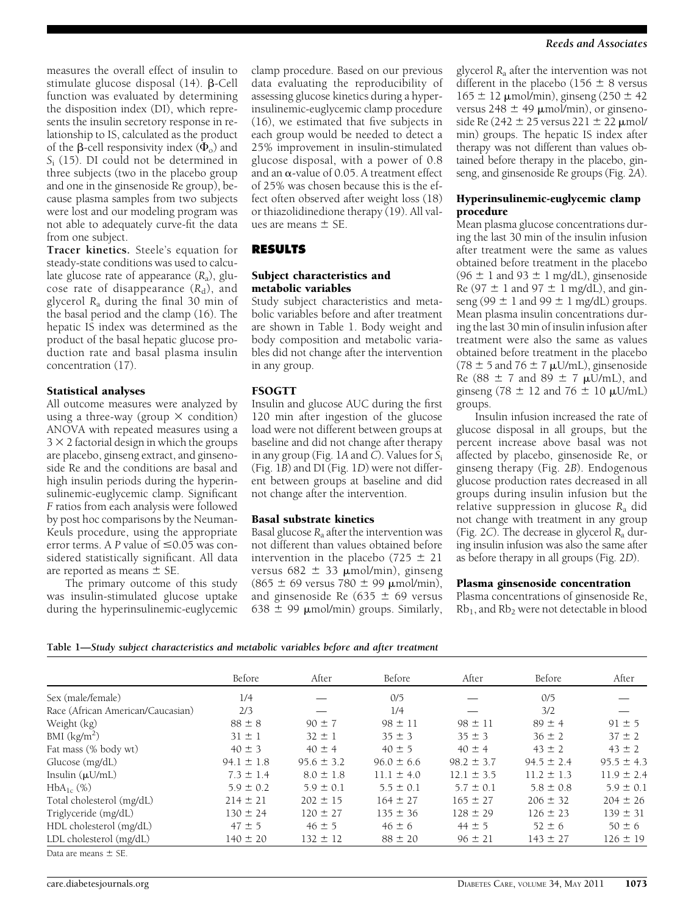measures the overall effect of insulin to stimulate glucose disposal (14). β-Cell function was evaluated by determining the disposition index (DI), which represents the insulin secretory response in relationship to IS, calculated as the product of the β-cell responsivity index ($\Phi_o$) and $S_i$ (15). DI could not be determined in three subjects (two in the placebo group and one in the ginsenoside Re group), because plasma samples from two subjects were lost and our modeling program was not able to adequately curve-fit the data from one subject.

**Tracer kinetics.** Steele's equation for steady-state conditions was used to calculate glucose rate of appearance ($R_a$), glucose rate of disappearance ($R_d$), and glycerol $R_a$ during the final 30 min of the basal period and the clamp (16). The hepatic IS index was determined as the product of the basal hepatic glucose production rate and basal plasma insulin concentration (17).

### Statistical analyses

All outcome measures were analyzed by using a three-way (group × condition) ANOVA with repeated measures using a 3 × 2 factorial design in which the groups are placebo, ginseng extract, and ginsenoside Re and the conditions are basal and high insulin periods during the hyperinsulinemic-euglycemic clamp. Significant *F* ratios from each analysis were followed by post hoc comparisons by the Neuman-Keuls procedure, using the appropriate error terms. A *P* value of ≤0.05 was considered statistically significant. All data are reported as means ± SE.

The primary outcome of this study was insulin-stimulated glucose uptake during the hyperinsulinemic-euglycemic clamp procedure. Based on our previous data evaluating the reproducibility of assessing glucose kinetics during a hyperinsulinemic-euglycemic clamp procedure (16), we estimated that five subjects in each group would be needed to detect a 25% improvement in insulin-stimulated glucose disposal, with a power of 0.8 and an α-value of 0.05. A treatment effect of 25% was chosen because this is the effect often observed after weight loss (18) or thiazolidinedione therapy (19). All values are means ± SE.

## RESULTS

### Subject characteristics and metabolic variables

Study subject characteristics and metabolic variables before and after treatment are shown in Table 1. Body weight and body composition and metabolic variables did not change after the intervention in any group.

### FSOGTT

Insulin and glucose AUC during the first 120 min after ingestion of the glucose load were not different between groups at baseline and did not change after therapy in any group (Fig. 1*A* and *C*). Values for $S_i$ (Fig. 1*B*) and DI (Fig. 1*D*) were not different between groups at baseline and did not change after the intervention.

### Basal substrate kinetics

Basal glucose $R_a$ after the intervention was not different than values obtained before intervention in the placebo (725 ± 21 versus 682 ± 33 μmol/min), ginseng (865 ± 69 versus 780 ± 99 μmol/min), and ginsenoside Re (635 ± 69 versus 638 ± 99 μmol/min) groups. Similarly, glycerol $R_a$ after the intervention was not different in the placebo (156 ± 8 versus 165 ± 12 μmol/min), ginseng (250 ± 42 versus 248 ± 49 μmol/min), or ginsenoside Re (242 ± 25 versus 221 ± 22 μmol/min) groups. The hepatic IS index after therapy was not different than values obtained before therapy in the placebo, ginseng, and ginsenoside Re groups (Fig. 2*A*).

### Hyperinsulinemic-euglycemic clamp procedure

Mean plasma glucose concentrations during the last 30 min of the insulin infusion after treatment were the same as values obtained before treatment in the placebo (96 ± 1 and 93 ± 1 mg/dL), ginsenoside Re (97 ± 1 and 97 ± 1 mg/dL), and ginseng (99 ± 1 and 99 ± 1 mg/dL) groups. Mean plasma insulin concentrations during the last 30 min of insulin infusion after treatment were also the same as values obtained before treatment in the placebo (78 ± 5 and 76 ± 7 μU/mL), ginsenoside Re (88 ± 7 and 89 ± 7 μU/mL), and ginseng (78 ± 12 and 76 ± 10 μU/mL) groups.

Insulin infusion increased the rate of glucose disposal in all groups, but the percent increase above basal was not affected by placebo, ginsenoside Re, or ginseng therapy (Fig. 2*B*). Endogenous glucose production rates decreased in all groups during insulin infusion but the relative suppression in glucose $R_a$ did not change with treatment in any group (Fig. 2*C*). The decrease in glycerol $R_a$ during insulin infusion was also the same after as before therapy in all groups (Fig. 2*D*).

### Plasma ginsenoside concentration

Plasma concentrations of ginsenoside Re, $Rb_1$, and $Rb_2$ were not detectable in blood

**Table 1—Study subject characteristics and metabolic variables before and after treatment**

| | Before | After | Before | After | Before | After |
|---|---|---|---|---|---|---|
| Sex (male/female) | 1/4 | — | 0/5 | — | 0/5 | — |
| Race (African American/Caucasian) | 2/3 | — | 1/4 | — | 3/2 | — |
| Weight (kg) | 88 ± 8 | 90 ± 7 | 98 ± 11 | 98 ± 11 | 89 ± 4 | 91 ± 5 |
| BMI (kg/m$^2$) | 31 ± 1 | 32 ± 1 | 35 ± 3 | 35 ± 3 | 36 ± 2 | 37 ± 2 |
| Fat mass (% body wt) | 40 ± 3 | 40 ± 4 | 40 ± 5 | 40 ± 4 | 43 ± 2 | 43 ± 2 |
| Glucose (mg/dL) | 94.1 ± 1.8 | 95.6 ± 3.2 | 96.0 ± 6.6 | 98.2 ± 3.7 | 94.5 ± 2.4 | 95.5 ± 4.3 |
| Insulin (μU/mL) | 7.3 ± 1.4 | 8.0 ± 1.8 | 11.1 ± 4.0 | 12.1 ± 3.5 | 11.2 ± 1.3 | 11.9 ± 2.4 |
| $HbA_{1c}$ (%) | 5.9 ± 0.2 | 5.9 ± 0.1 | 5.5 ± 0.1 | 5.7 ± 0.1 | 5.8 ± 0.8 | 5.9 ± 0.1 |
| Total cholesterol (mg/dL) | 214 ± 21 | 202 ± 15 | 164 ± 27 | 165 ± 27 | 206 ± 32 | 204 ± 26 |
| Triglyceride (mg/dL) | 130 ± 24 | 120 ± 27 | 135 ± 36 | 128 ± 29 | 126 ± 23 | 139 ± 31 |
| HDL cholesterol (mg/dL) | 47 ± 5 | 46 ± 5 | 46 ± 6 | 44 ± 5 | 52 ± 6 | 50 ± 6 |
| LDL cholesterol (mg/dL) | 140 ± 20 | 132 ± 12 | 88 ± 20 | 96 ± 21 | 143 ± 27 | 126 ± 19 |

Data are means ± SE.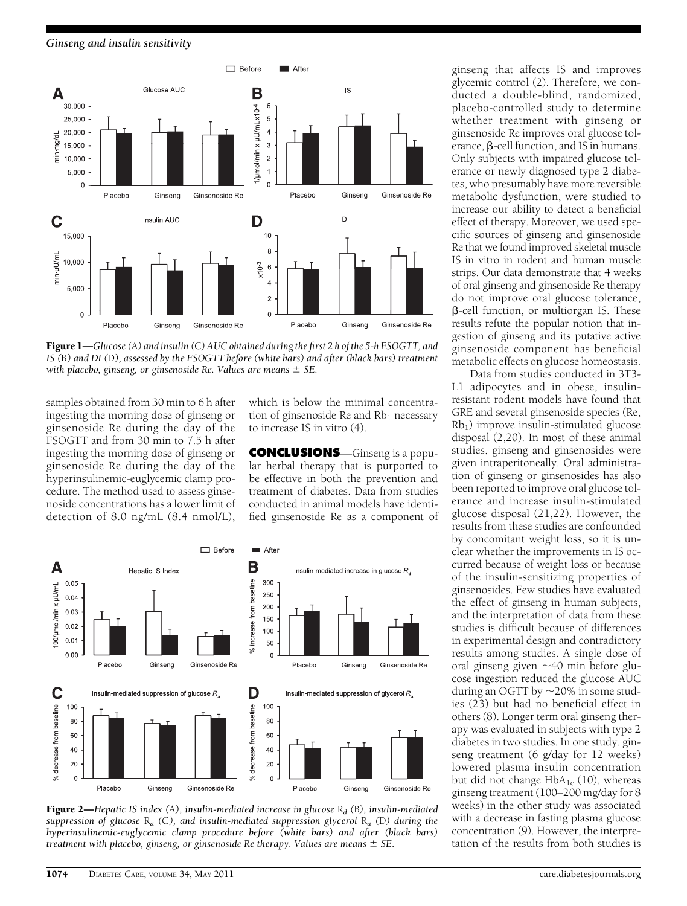**Figure 1**—*Glucose* (A) *and insulin* (C) *AUC obtained during the first 2 h of the 5-h FSOGTT, and IS* (B) *and DI* (D), *assessed by the FSOGTT before (white bars) and after (black bars) treatment with placebo, ginseng, or ginsenoside Re. Values are means ± SE.*

samples obtained from 30 min to 6 h after ingesting the morning dose of ginseng or ginsenoside Re during the day of the FSOGTT and from 30 min to 7.5 h after ingesting the morning dose of ginseng or ginsenoside Re during the day of the hyperinsulinemic-euglycemic clamp procedure. The method used to assess ginsenoside concentrations has a lower limit of detection of 8.0 ng/mL (8.4 nmol/L), which is below the minimal concentration of ginsenoside Re and $Rb_1$ necessary to increase IS in vitro (4).

## CONCLUSIONS

Ginseng is a popular herbal therapy that is purported to be effective in both the prevention and treatment of diabetes. Data from studies conducted in animal models have identified ginsenoside Re as a component of ginseng that affects IS and improves glycemic control (2). Therefore, we conducted a double-blind, randomized, placebo-controlled study to determine whether treatment with ginseng or ginsenoside Re improves oral glucose tolerance, β-cell function, and IS in humans. Only subjects with impaired glucose tolerance or newly diagnosed type 2 diabetes, who presumably have more reversible metabolic dysfunction, were studied to increase our ability to detect a beneficial effect of therapy. Moreover, we used specific sources of ginseng and ginsenoside Re that we found improved skeletal muscle IS in vitro in rodent and human muscle strips. Our data demonstrate that 4 weeks of oral ginseng and ginsenoside Re therapy do not improve oral glucose tolerance, β-cell function, or multiorgan IS. These results refute the popular notion that ingestion of ginseng and its putative active ginsenoside component has beneficial metabolic effects on glucose homeostasis.

Data from studies conducted in 3T3-L1 adipocytes and in obese, insulin-resistant rodent models have found that GRE and several ginsenoside species (Re, $Rb_1$) improve insulin-stimulated glucose disposal (2,20). In most of these animal studies, ginseng and ginsenosides were given intraperitoneally. Oral administration of ginseng or ginsenosides has also been reported to improve oral glucose tolerance and increase insulin-stimulated glucose disposal (21,22). However, the results from these studies are confounded by concomitant weight loss, so it is unclear whether the improvements in IS occurred because of weight loss or because of the insulin-sensitizing properties of ginsenosides. Few studies have evaluated the effect of ginseng in human subjects, and the interpretation of data from these studies is difficult because of differences in experimental design and contradictory results among studies. A single dose of oral ginseng given ~40 min before glucose ingestion reduced the glucose AUC during an OGTT by ~20% in some studies (23) but had no beneficial effect in others (8). Longer term oral ginseng therapy was evaluated in subjects with type 2 diabetes in two studies. In one study, ginseng treatment (6 g/day for 12 weeks) lowered plasma insulin concentration but did not change $HbA_{1c}$ (10), whereas ginseng treatment (100–200 mg/day for 8 weeks) in the other study was associated with a decrease in fasting plasma glucose concentration (9). However, the interpretation of the results from both studies is

**Figure 2**—*Hepatic IS index* (A), *insulin-mediated increase in glucose* $R_d$ (B), *insulin-mediated suppression of glucose* $R_a$ (C), *and insulin-mediated suppression glycerol* $R_a$ (D) *during the hyperinsulinemic-euglycemic clamp procedure before (white bars) and after (black bars) treatment with placebo, ginseng, or ginsenoside Re therapy. Values are means ± SE.*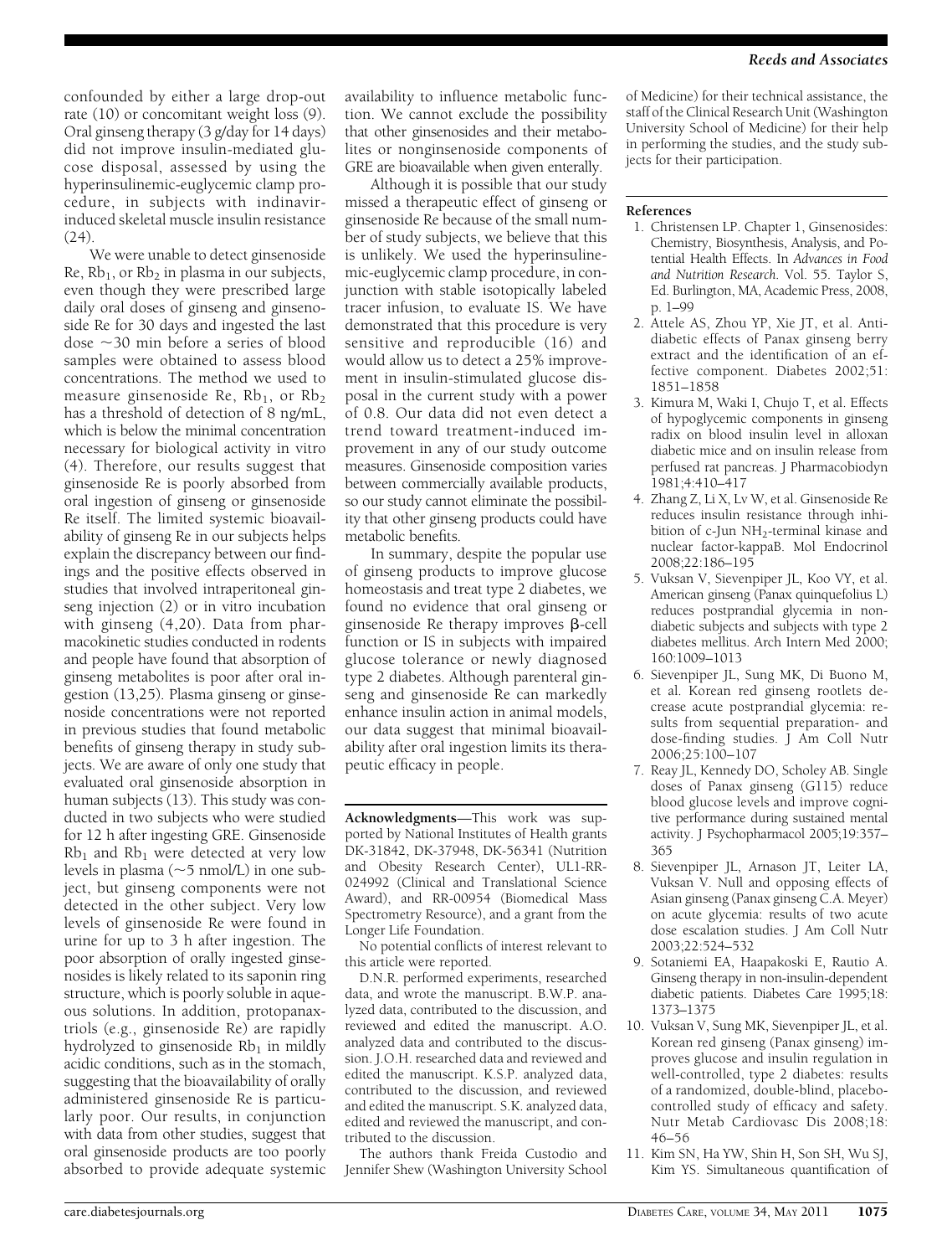confounded by either a large drop-out rate (10) or concomitant weight loss (9). Oral ginseng therapy (3 g/day for 14 days) did not improve insulin-mediated glucose disposal, assessed by using the hyperinsulinemic-euglycemic clamp procedure, in subjects with indinavir-induced skeletal muscle insulin resistance (24).

We were unable to detect ginsenoside Re, $Rb_1$, or $Rb_2$ in plasma in our subjects, even though they were prescribed large daily oral doses of ginseng and ginsenoside Re for 30 days and ingested the last dose ~30 min before a series of blood samples were obtained to assess blood concentrations. The method we used to measure ginsenoside Re, $Rb_1$, or $Rb_2$ has a threshold of detection of 8 ng/mL, which is below the minimal concentration necessary for biological activity in vitro (4). Therefore, our results suggest that ginsenoside Re is poorly absorbed from oral ingestion of ginseng or ginsenoside Re itself. The limited systemic bioavailability of ginseng Re in our subjects helps explain the discrepancy between our findings and the positive effects observed in studies that involved intraperitoneal ginseng injection (2) or in vitro incubation with ginseng (4,20). Data from pharmacokinetic studies conducted in rodents and people have found that absorption of ginseng metabolites is poor after oral ingestion (13,25). Plasma ginseng or ginsenoside concentrations were not reported in previous studies that found metabolic benefits of ginseng therapy in study subjects. We are aware of only one study that evaluated oral ginsenoside absorption in human subjects (13). This study was conducted in two subjects who were studied for 12 h after ingesting GRE. Ginsenoside $Rb_1$ and $Rb_1$ were detected at very low levels in plasma (~5 nmol/L) in one subject, but ginseng components were not detected in the other subject. Very low levels of ginsenoside Re were found in urine for up to 3 h after ingestion. The poor absorption of orally ingested ginsenosides is likely related to its saponin ring structure, which is poorly soluble in aqueous solutions. In addition, protopanaxtriols (e.g., ginsenoside Re) are rapidly hydrolyzed to ginsenoside $Rb_1$ in mildly acidic conditions, such as in the stomach, suggesting that the bioavailability of orally administered ginsenoside Re is particularly poor. Our results, in conjunction with data from other studies, suggest that oral ginsenoside products are too poorly absorbed to provide adequate systemic availability to influence metabolic function. We cannot exclude the possibility that other ginsenosides and their metabolites or nonginsenoside components of GRE are bioavailable when given enterally.

Although it is possible that our study missed a therapeutic effect of ginseng or ginsenoside Re because of the small number of study subjects, we believe that this is unlikely. We used the hyperinsulinemic-euglycemic clamp procedure, in conjunction with stable isotopically labeled tracer infusion, to evaluate IS. We have demonstrated that this procedure is very sensitive and reproducible (16) and would allow us to detect a 25% improvement in insulin-stimulated glucose disposal in the current study with a power of 0.8. Our data did not even detect a trend toward treatment-induced improvement in any of our study outcome measures. Ginsenoside composition varies between commercially available products, so our study cannot eliminate the possibility that other ginseng products could have metabolic benefits.

In summary, despite the popular use of ginseng products to improve glucose homeostasis and treat type 2 diabetes, we found no evidence that oral ginseng or ginsenoside Re therapy improves β-cell function or IS in subjects with impaired glucose tolerance or newly diagnosed type 2 diabetes. Although parenteral ginseng and ginsenoside Re can markedly enhance insulin action in animal models, our data suggest that minimal bioavailability after oral ingestion limits its therapeutic efficacy in people.

**Acknowledgments**—This work was supported by National Institutes of Health grants DK-31842, DK-37948, DK-56341 (Nutrition and Obesity Research Center), UL1-RR-024992 (Clinical and Translational Science Award), and RR-00954 (Biomedical Mass Spectrometry Resource), and a grant from the Longer Life Foundation.

No potential conflicts of interest relevant to this article were reported.

D.N.R. performed experiments, researched data, and wrote the manuscript. B.W.P. analyzed data, contributed to the discussion, and reviewed and edited the manuscript. A.O. analyzed data and contributed to the discussion. J.O.H. researched data and reviewed and edited the manuscript. K.S.P. analyzed data, contributed to the discussion, and reviewed and edited the manuscript. S.K. analyzed data, edited and reviewed the manuscript, and contributed to the discussion.

The authors thank Freida Custodio and Jennifer Shew (Washington University School of Medicine) for their technical assistance, the staff of the Clinical Research Unit (Washington University School of Medicine) for their help in performing the studies, and the study subjects for their participation.

## References

1. Christensen LP. Chapter 1, Ginsenosides: Chemistry, Biosynthesis, Analysis, and Potential Health Effects. In *Advances in Food and Nutrition Research*. Vol. 55. Taylor S, Ed. Burlington, MA, Academic Press, 2008, p. 1–99
2. Attele AS, Zhou YP, Xie JT, et al. Antidiabetic effects of Panax ginseng berry extract and the identification of an effective component. Diabetes 2002;51: 1851–1858
3. Kimura M, Waki I, Chujo T, et al. Effects of hypoglycemic components in ginseng radix on blood insulin level in alloxan diabetic mice and on insulin release from perfused rat pancreas. J Pharmacobiodyn 1981;4:410–417
4. Zhang Z, Li X, Lv W, et al. Ginsenoside Re reduces insulin resistance through inhibition of c-Jun $NH_2$-terminal kinase and nuclear factor-kappaB. Mol Endocrinol 2008;22:186–195
5. Vuksan V, Sievenpiper JL, Koo VY, et al. American ginseng (Panax quinquefolius L) reduces postprandial glycemia in nondiabetic subjects and subjects with type 2 diabetes mellitus. Arch Intern Med 2000; 160:1009–1013
6. Sievenpiper JL, Sung MK, Di Buono M, et al. Korean red ginseng rootlets decrease acute postprandial glycemia: results from sequential preparation- and dose-finding studies. J Am Coll Nutr 2006;25:100–107
7. Reay JL, Kennedy DO, Scholey AB. Single doses of Panax ginseng (G115) reduce blood glucose levels and improve cognitive performance during sustained mental activity. J Psychopharmacol 2005;19:357–365
8. Sievenpiper JL, Arnason JT, Leiter LA, Vuksan V. Null and opposing effects of Asian ginseng (Panax ginseng C.A. Meyer) on acute glycemia: results of two acute dose escalation studies. J Am Coll Nutr 2003;22:524–532
9. Sotaniemi EA, Haapakoski E, Rautio A. Ginseng therapy in non-insulin-dependent diabetic patients. Diabetes Care 1995;18: 1373–1375
10. Vuksan V, Sung MK, Sievenpiper JL, et al. Korean red ginseng (Panax ginseng) improves glucose and insulin regulation in well-controlled, type 2 diabetes: results of a randomized, double-blind, placebo-controlled study of efficacy and safety. Nutr Metab Cardiovasc Dis 2008;18: 46–56
11. Kim SN, Ha YW, Shin H, Son SH, Wu SJ, Kim YS. Simultaneous quantification of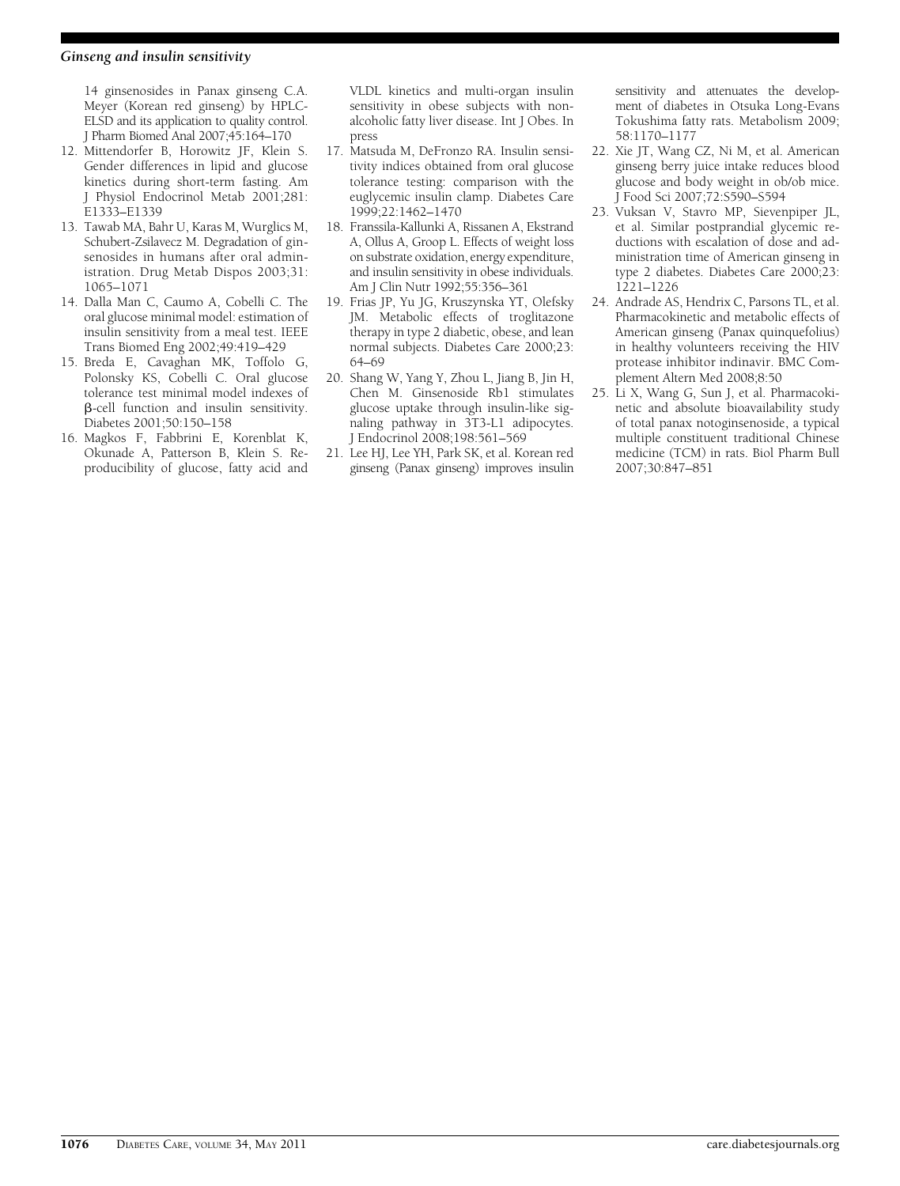14 ginsenosides in Panax ginseng C.A. Meyer (Korean red ginseng) by HPLC-ELSD and its application to quality control. J Pharm Biomed Anal 2007;45:164–170

12. Mittendorfer B, Horowitz JF, Klein S. Gender differences in lipid and glucose kinetics during short-term fasting. Am J Physiol Endocrinol Metab 2001;281: E1333–E1339
13. Tawab MA, Bahr U, Karas M, Wurglics M, Schubert-Zsilavecz M. Degradation of ginsenosides in humans after oral administration. Drug Metab Dispos 2003;31: 1065–1071
14. Dalla Man C, Caumo A, Cobelli C. The oral glucose minimal model: estimation of insulin sensitivity from a meal test. IEEE Trans Biomed Eng 2002;49:419–429
15. Breda E, Cavaghan MK, Toffolo G, Polonsky KS, Cobelli C. Oral glucose tolerance test minimal model indexes of β-cell function and insulin sensitivity. Diabetes 2001;50:150–158
16. Magkos F, Fabbrini E, Korenblat K, Okunade A, Patterson B, Klein S. Reproducibility of glucose, fatty acid and VLDL kinetics and multi-organ insulin sensitivity in obese subjects with nonalcoholic fatty liver disease. Int J Obes. In press
17. Matsuda M, DeFronzo RA. Insulin sensitivity indices obtained from oral glucose tolerance testing: comparison with the euglycemic insulin clamp. Diabetes Care 1999;22:1462–1470
18. Franssila-Kallunki A, Rissanen A, Ekstrand A, Ollus A, Groop L. Effects of weight loss on substrate oxidation, energy expenditure, and insulin sensitivity in obese individuals. Am J Clin Nutr 1992;55:356–361
19. Frias JP, Yu JG, Kruszynska YT, Olefsky JM. Metabolic effects of troglitazone therapy in type 2 diabetic, obese, and lean normal subjects. Diabetes Care 2000;23: 64–69
20. Shang W, Yang Y, Zhou L, Jiang B, Jin H, Chen M. Ginsenoside Rb1 stimulates glucose uptake through insulin-like signaling pathway in 3T3-L1 adipocytes. J Endocrinol 2008;198:561–569
21. Lee HJ, Lee YH, Park SK, et al. Korean red ginseng (Panax ginseng) improves insulin sensitivity and attenuates the development of diabetes in Otsuka Long-Evans Tokushima fatty rats. Metabolism 2009; 58:1170–1177
22. Xie JT, Wang CZ, Ni M, et al. American ginseng berry juice intake reduces blood glucose and body weight in ob/ob mice. J Food Sci 2007;72:S590–S594
23. Vuksan V, Stavro MP, Sievenpiper JL, et al. Similar postprandial glycemic reductions with escalation of dose and administration time of American ginseng in type 2 diabetes. Diabetes Care 2000;23: 1221–1226
24. Andrade AS, Hendrix C, Parsons TL, et al. Pharmacokinetic and metabolic effects of American ginseng (Panax quinquefolius) in healthy volunteers receiving the HIV protease inhibitor indinavir. BMC Complement Altern Med 2008;8:50
25. Li X, Wang G, Sun J, et al. Pharmacokinetic and absolute bioavailability study of total panax notoginsenoside, a typical multiple constituent traditional Chinese medicine (TCM) in rats. Biol Pharm Bull 2007;30:847–851